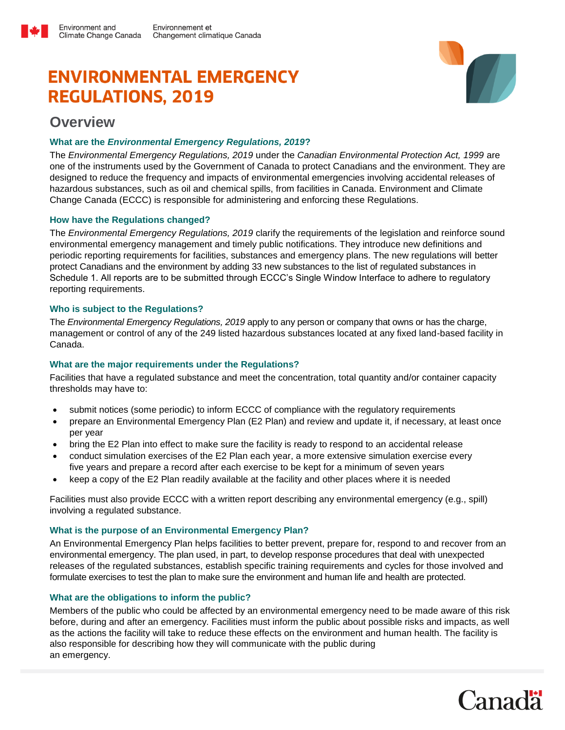# ENVIRONMENTAL EMERGENCY REGULATIONS, 2019

## Overview

### What are the *Environmental Emergency Regulations, 2019*?

The *Environmental Emergency Regulations, 2019* under the *Canadian Environmental Protection Act, 1999* are one of the instruments used by the Government of Canada to protect Canadians and the environment. They are designed to reduce the frequency and impacts of environmental emergencies involving accidental releases of hazardous substances, such as oil and chemical spills, from facilities in Canada. Environment and Climate Change Canada (ECCC) is responsible for administering and enforcing these Regulations.

### How have the Regulations changed?

The *Environmental Emergency Regulations, 2019* clarify the requirements of the legislation and reinforce sound environmental emergency management and timely public notifications. They introduce new definitions and periodic reporting requirements for facilities, substances and emergency plans. The new regulations will better protect Canadians and the environment by adding 33 new substances to the list of regulated substances in Schedule 1. All reports are to be submitted through ECCC's Single Window Interface to adhere to regulatory reporting requirements.

### Who is subject to the Regulations?

The *Environmental Emergency Regulations, 2019* apply to any person or company that owns or has the charge, management or control of any of the 249 listed hazardous substances located at any fixed land-based facility in Canada.

### What are the major requirements under the Regulations?

Facilities that have a regulated substance and meet the concentration, total quantity and/or container capacity thresholds may have to:

- submit notices (some periodic) to inform ECCC of compliance with the regulatory requirements
- prepare an Environmental Emergency Plan (E2 Plan) and review and update it, if necessary, at least once per year
- bring the E2 Plan into effect to make sure the facility is ready to respond to an accidental release
- conduct simulation exercises of the E2 Plan each year, a more extensive simulation exercise every five years and prepare a record after each exercise to be kept for a minimum of seven years
- keep a copy of the E2 Plan readily available at the facility and other places where it is needed

Facilities must also provide ECCC with a written report describing any environmental emergency (e.g., spill) involving a regulated substance.

### What is the purpose of an Environmental Emergency Plan?

An Environmental Emergency Plan helps facilities to better prevent, prepare for, respond to and recover from an environmental emergency. The plan used, in part, to develop response procedures that deal with unexpected releases of the regulated substances, establish specific training requirements and cycles for those involved and formulate exercises to test the plan to make sure the environment and human life and health are protected.

### What are the obligations to inform the public?

Members of the public who could be affected by an environmental emergency need to be made aware of this risk before, during and after an emergency. Facilities must inform the public about possible risks and impacts, as well as the actions the facility will take to reduce these effects on the environment and human health. The facility is also responsible for describing how they will communicate with the public during an emergency.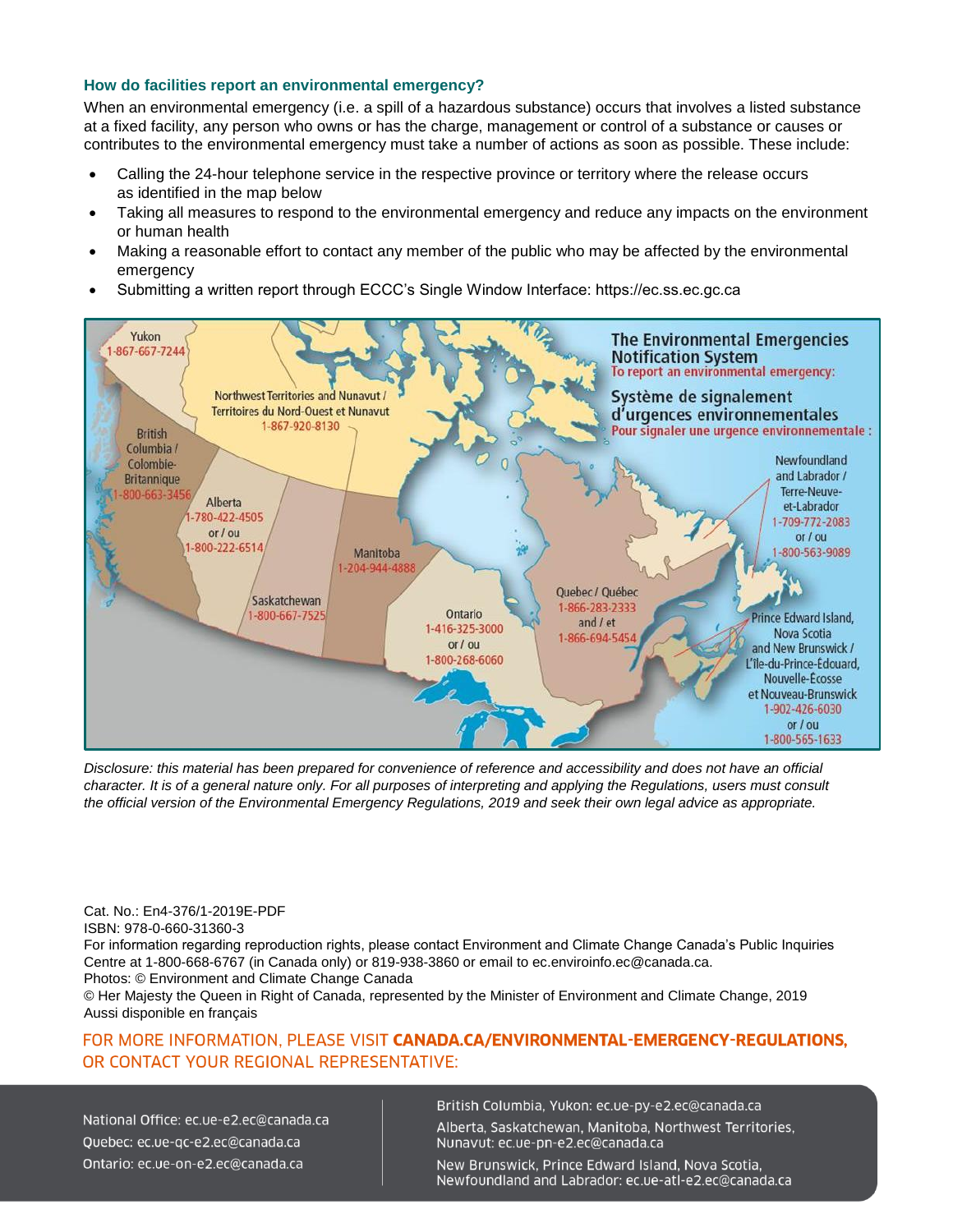### How do facilities report an environmental emergency?

When an environmental emergency (i.e. a spill of a hazardous substance) occurs that involves a listed substance at a fixed facility, any person who owns or has the charge, management or control of a substance or causes or contributes to the environmental emergency must take a number of actions as soon as possible. These include:

- Calling the 24-hour telephone service in the respective province or territory where the release occurs as identified in the map below
- Taking all measures to respond to the environmental emergency and reduce any impacts on the environment or human health
- Making a reasonable effort to contact any member of the public who may be affected by the environmental emergency
- Submitting a written report through ECCC's Single Window Interface: https://ec.ss.ec.gc.ca

The Environmental Emergencies Notification System
To report an environmental emergency:

Système de signalement d'urgences environnementales
Pour signaler une urgence environnementale :

Yukon
1-867-667-7244

Northwest Territories and Nunavut / Territoires du Nord-Ouest et Nunavut
1-867-920-8130

British Columbia / Colombie-Britannique
1-800-663-3456

Alberta
1-780-422-4505
or / ou
1-800-222-6514

Saskatchewan
1-800-667-7525

Manitoba
1-204-944-4888

Ontario
1-416-325-3000
or / ou
1-800-268-6060

Quebec / Québec
1-866-283-2333
and / et
1-866-694-5454

Newfoundland and Labrador / Terre-Neuve-et-Labrador
1-709-772-2083
or / ou
1-800-563-9089

Prince Edward Island, Nova Scotia and New Brunswick / L'Île-du-Prince-Édouard, Nouvelle-Écosse et Nouveau-Brunswick
1-902-426-6030
or / ou
1-800-565-1633

*Disclosure: this material has been prepared for convenience of reference and accessibility and does not have an official character. It is of a general nature only. For all purposes of interpreting and applying the Regulations, users must consult the official version of the Environmental Emergency Regulations, 2019 and seek their own legal advice as appropriate.*

Cat. No.: En4-376/1-2019E-PDF
ISBN: 978-0-660-31360-3
For information regarding reproduction rights, please contact Environment and Climate Change Canada's Public Inquiries Centre at 1-800-668-6767 (in Canada only) or 819-938-3860 or email to ec.enviroinfo.ec@canada.ca.
Photos: © Environment and Climate Change Canada
© Her Majesty the Queen in Right of Canada, represented by the Minister of Environment and Climate Change, 2019
Aussi disponible en français

FOR MORE INFORMATION, PLEASE VISIT **CANADA.CA/ENVIRONMENTAL-EMERGENCY-REGULATIONS**, OR CONTACT YOUR REGIONAL REPRESENTATIVE:

National Office: ec.ue-e2.ec@canada.ca
Quebec: ec.ue-qc-e2.ec@canada.ca
Ontario: ec.ue-on-e2.ec@canada.ca

British Columbia, Yukon: ec.ue-py-e2.ec@canada.ca
Alberta, Saskatchewan, Manitoba, Northwest Territories, Nunavut: ec.ue-pn-e2.ec@canada.ca
New Brunswick, Prince Edward Island, Nova Scotia, Newfoundland and Labrador: ec.ue-atl-e2.ec@canada.ca